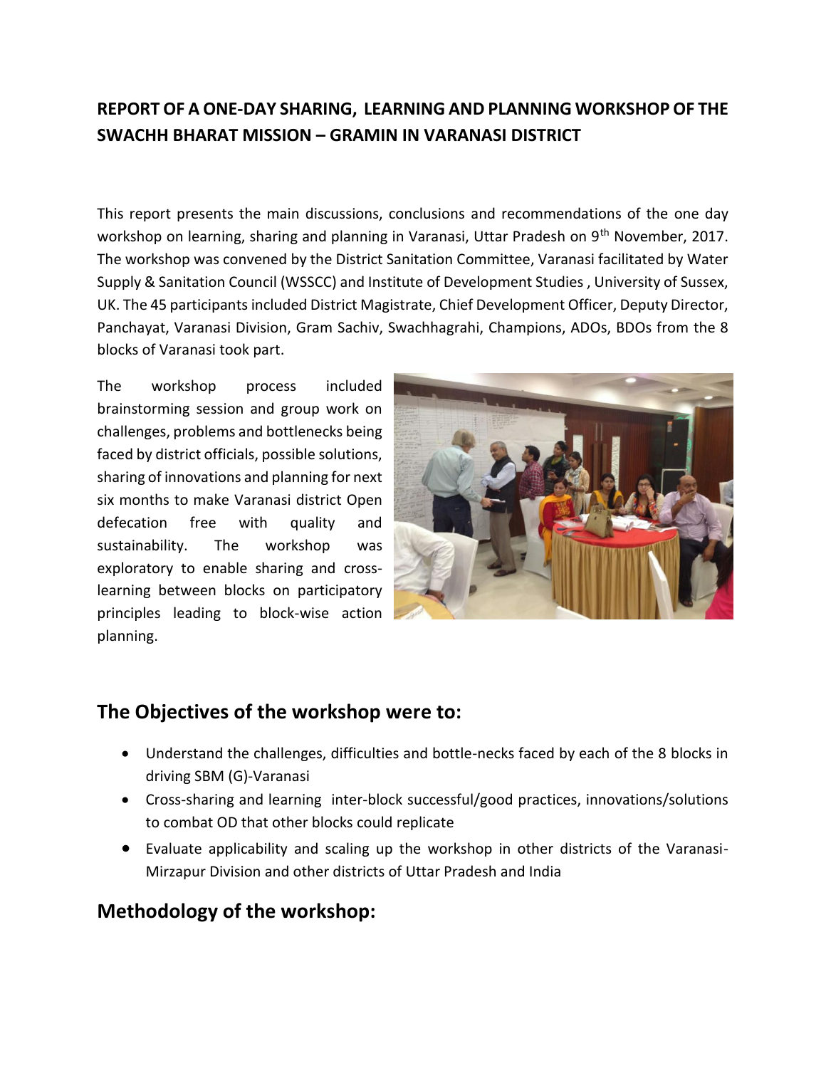**REPORT OF A ONE-DAY SHARING, LEARNING AND PLANNING WORKSHOP OF THE SWACHH BHARAT MISSION – GRAMIN IN VARANASI DISTRICT**

This report presents the main discussions, conclusions and recommendations of the one day workshop on learning, sharing and planning in Varanasi, Uttar Pradesh on 9th November, 2017. The workshop was convened by the District Sanitation Committee, Varanasi facilitated by Water Supply & Sanitation Council (WSSCC) and Institute of Development Studies , University of Sussex, UK. The 45 participants included District Magistrate, Chief Development Officer, Deputy Director, Panchayat, Varanasi Division, Gram Sachiv, Swachhagrahi, Champions, ADOs, BDOs from the 8 blocks of Varanasi took part.

The workshop process included brainstorming session and group work on challenges, problems and bottlenecks being faced by district officials, possible solutions, sharing of innovations and planning for next six months to make Varanasi district Open defecation free with quality and sustainability. The workshop was exploratory to enable sharing and cross-learning between blocks on participatory principles leading to block-wise action planning.

## The Objectives of the workshop were to:

- Understand the challenges, difficulties and bottle-necks faced by each of the 8 blocks in driving SBM (G)-Varanasi
- Cross-sharing and learning inter-block successful/good practices, innovations/solutions to combat OD that other blocks could replicate
- Evaluate applicability and scaling up the workshop in other districts of the Varanasi-Mirzapur Division and other districts of Uttar Pradesh and India

## Methodology of the workshop: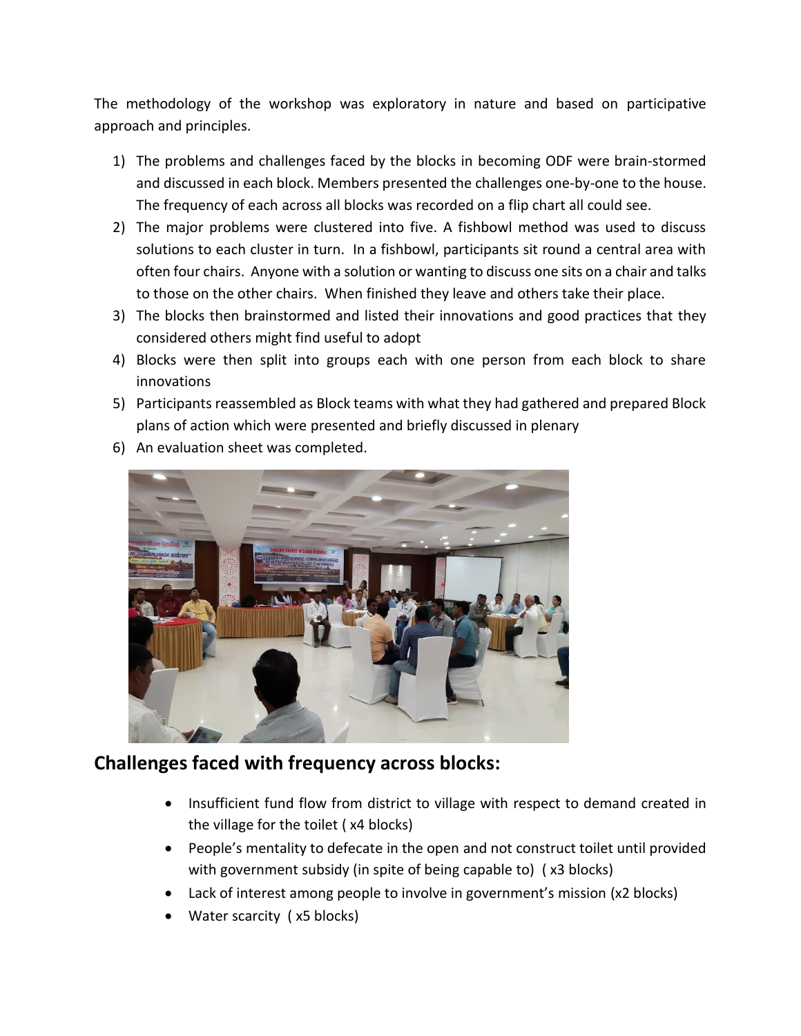The methodology of the workshop was exploratory in nature and based on participative approach and principles.

1) The problems and challenges faced by the blocks in becoming ODF were brain-stormed and discussed in each block. Members presented the challenges one-by-one to the house. The frequency of each across all blocks was recorded on a flip chart all could see.
2) The major problems were clustered into five. A fishbowl method was used to discuss solutions to each cluster in turn. In a fishbowl, participants sit round a central area with often four chairs. Anyone with a solution or wanting to discuss one sits on a chair and talks to those on the other chairs. When finished they leave and others take their place.
3) The blocks then brainstormed and listed their innovations and good practices that they considered others might find useful to adopt
4) Blocks were then split into groups each with one person from each block to share innovations
5) Participants reassembled as Block teams with what they had gathered and prepared Block plans of action which were presented and briefly discussed in plenary
6) An evaluation sheet was completed.

## Challenges faced with frequency across blocks:

- Insufficient fund flow from district to village with respect to demand created in the village for the toilet ( x4 blocks)
- People's mentality to defecate in the open and not construct toilet until provided with government subsidy (in spite of being capable to) ( x3 blocks)
- Lack of interest among people to involve in government's mission (x2 blocks)
- Water scarcity ( x5 blocks)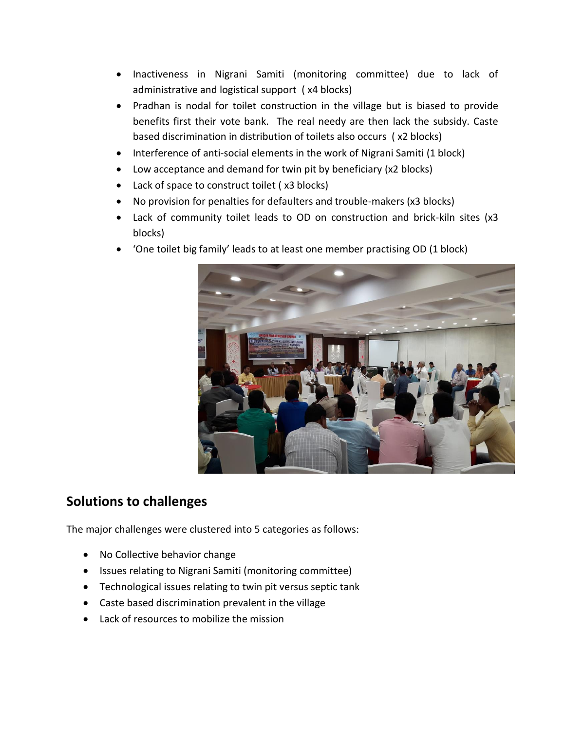- Inactiveness in Nigrani Samiti (monitoring committee) due to lack of administrative and logistical support ( x4 blocks)
- Pradhan is nodal for toilet construction in the village but is biased to provide benefits first their vote bank. The real needy are then lack the subsidy. Caste based discrimination in distribution of toilets also occurs ( x2 blocks)
- Interference of anti-social elements in the work of Nigrani Samiti (1 block)
- Low acceptance and demand for twin pit by beneficiary (x2 blocks)
- Lack of space to construct toilet ( x3 blocks)
- No provision for penalties for defaulters and trouble-makers (x3 blocks)
- Lack of community toilet leads to OD on construction and brick-kiln sites (x3 blocks)
- 'One toilet big family' leads to at least one member practising OD (1 block)

## Solutions to challenges

The major challenges were clustered into 5 categories as follows:

- No Collective behavior change
- Issues relating to Nigrani Samiti (monitoring committee)
- Technological issues relating to twin pit versus septic tank
- Caste based discrimination prevalent in the village
- Lack of resources to mobilize the mission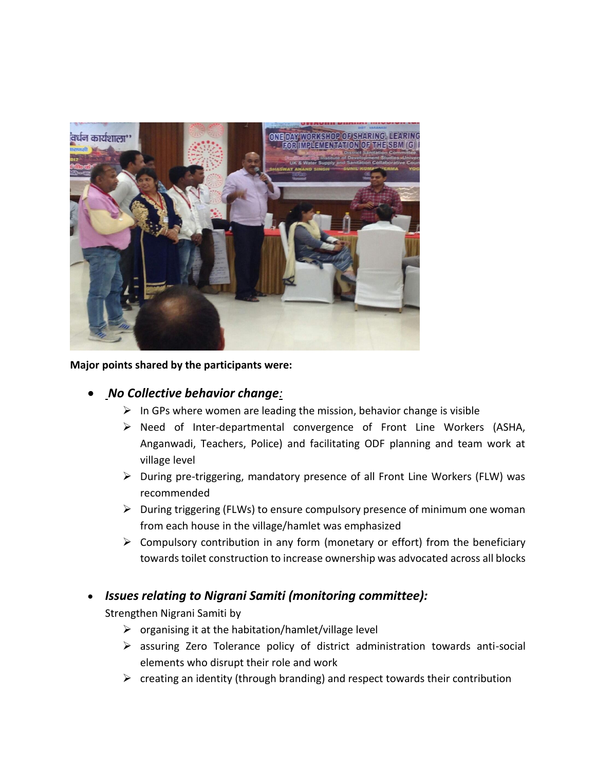**Major points shared by the participants were:**

- ***No Collective behavior change:***
  - In GPs where women are leading the mission, behavior change is visible
  - Need of Inter-departmental convergence of Front Line Workers (ASHA, Anganwadi, Teachers, Police) and facilitating ODF planning and team work at village level
  - During pre-triggering, mandatory presence of all Front Line Workers (FLW) was recommended
  - During triggering (FLWs) to ensure compulsory presence of minimum one woman from each house in the village/hamlet was emphasized
  - Compulsory contribution in any form (monetary or effort) from the beneficiary towards toilet construction to increase ownership was advocated across all blocks

- ***Issues relating to Nigrani Samiti (monitoring committee):***

  Strengthen Nigrani Samiti by
  - organising it at the habitation/hamlet/village level
  - assuring Zero Tolerance policy of district administration towards anti-social elements who disrupt their role and work
  - creating an identity (through branding) and respect towards their contribution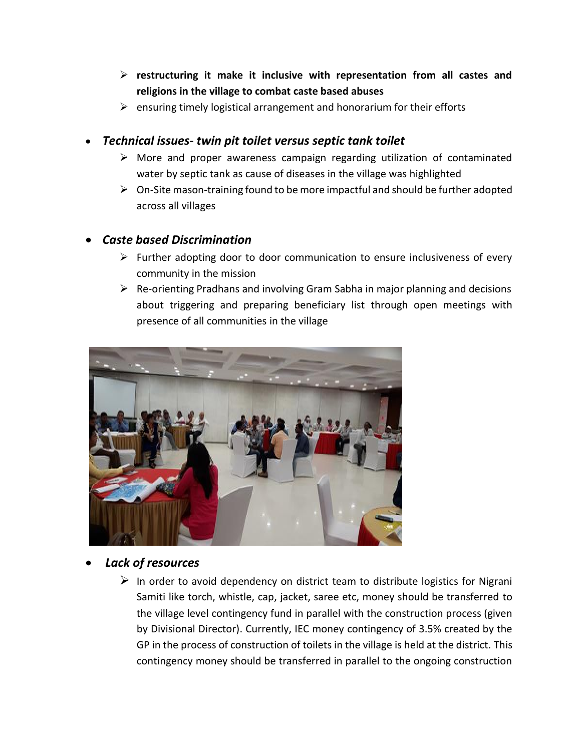- **restructuring it make it inclusive with representation from all castes and religions in the village to combat caste based abuses**
- ensuring timely logistical arrangement and honorarium for their efforts

- ***Technical issues- twin pit toilet versus septic tank toilet***
  - More and proper awareness campaign regarding utilization of contaminated water by septic tank as cause of diseases in the village was highlighted
  - On-Site mason-training found to be more impactful and should be further adopted across all villages

- ***Caste based Discrimination***
  - Further adopting door to door communication to ensure inclusiveness of every community in the mission
  - Re-orienting Pradhans and involving Gram Sabha in major planning and decisions about triggering and preparing beneficiary list through open meetings with presence of all communities in the village

- ***Lack of resources***
  - In order to avoid dependency on district team to distribute logistics for Nigrani Samiti like torch, whistle, cap, jacket, saree etc, money should be transferred to the village level contingency fund in parallel with the construction process (given by Divisional Director). Currently, IEC money contingency of 3.5% created by the GP in the process of construction of toilets in the village is held at the district. This contingency money should be transferred in parallel to the ongoing construction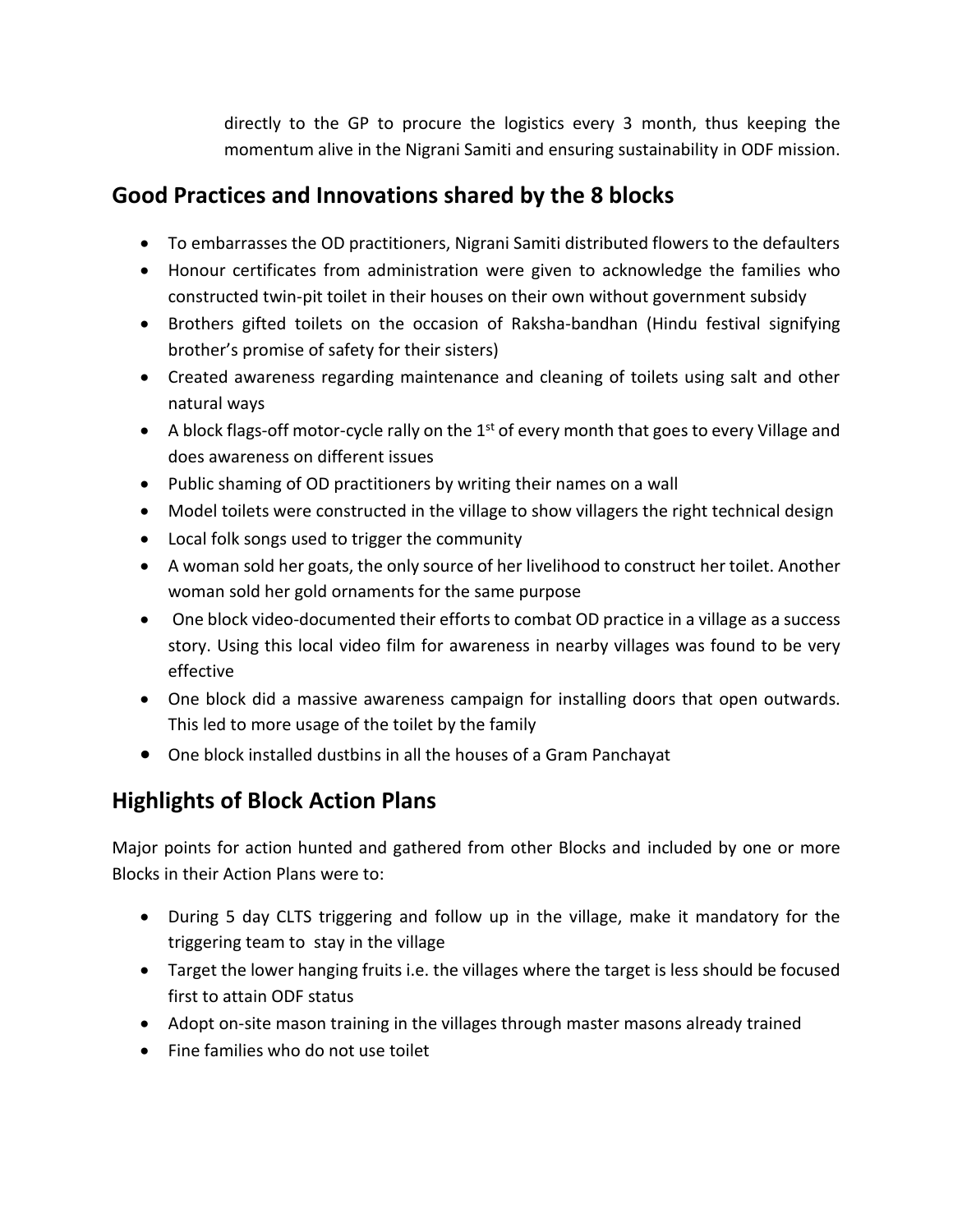directly to the GP to procure the logistics every 3 month, thus keeping the momentum alive in the Nigrani Samiti and ensuring sustainability in ODF mission.

## Good Practices and Innovations shared by the 8 blocks

- To embarrasses the OD practitioners, Nigrani Samiti distributed flowers to the defaulters
- Honour certificates from administration were given to acknowledge the families who constructed twin-pit toilet in their houses on their own without government subsidy
- Brothers gifted toilets on the occasion of Raksha-bandhan (Hindu festival signifying brother's promise of safety for their sisters)
- Created awareness regarding maintenance and cleaning of toilets using salt and other natural ways
- A block flags-off motor-cycle rally on the 1st of every month that goes to every Village and does awareness on different issues
- Public shaming of OD practitioners by writing their names on a wall
- Model toilets were constructed in the village to show villagers the right technical design
- Local folk songs used to trigger the community
- A woman sold her goats, the only source of her livelihood to construct her toilet. Another woman sold her gold ornaments for the same purpose
- One block video-documented their efforts to combat OD practice in a village as a success story. Using this local video film for awareness in nearby villages was found to be very effective
- One block did a massive awareness campaign for installing doors that open outwards. This led to more usage of the toilet by the family
- One block installed dustbins in all the houses of a Gram Panchayat

## Highlights of Block Action Plans

Major points for action hunted and gathered from other Blocks and included by one or more Blocks in their Action Plans were to:

- During 5 day CLTS triggering and follow up in the village, make it mandatory for the triggering team to stay in the village
- Target the lower hanging fruits i.e. the villages where the target is less should be focused first to attain ODF status
- Adopt on-site mason training in the villages through master masons already trained
- Fine families who do not use toilet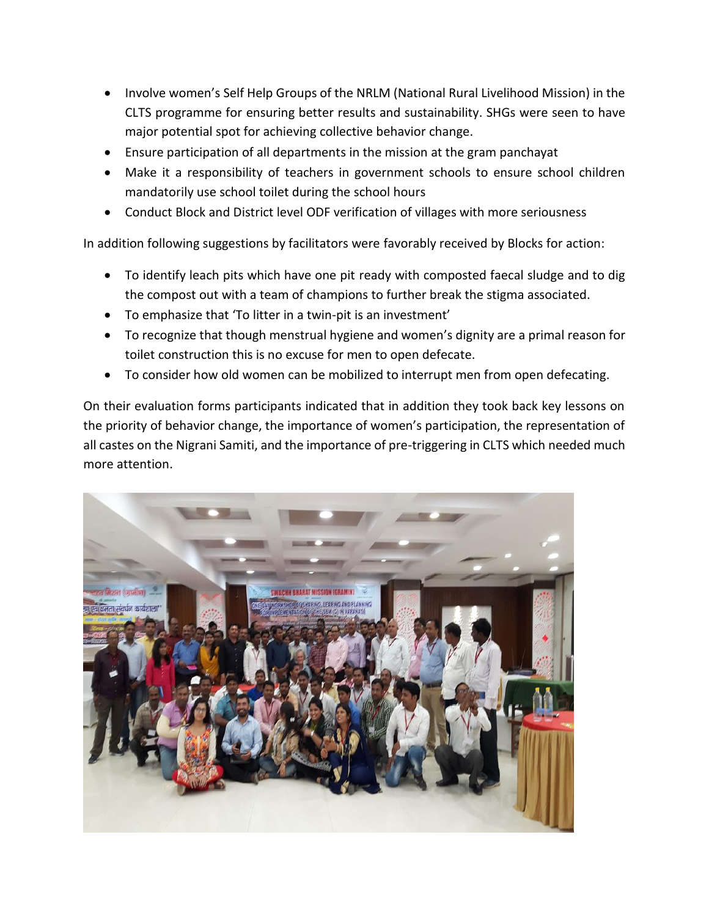- Involve women's Self Help Groups of the NRLM (National Rural Livelihood Mission) in the CLTS programme for ensuring better results and sustainability. SHGs were seen to have major potential spot for achieving collective behavior change.
- Ensure participation of all departments in the mission at the gram panchayat
- Make it a responsibility of teachers in government schools to ensure school children mandatorily use school toilet during the school hours
- Conduct Block and District level ODF verification of villages with more seriousness

In addition following suggestions by facilitators were favorably received by Blocks for action:

- To identify leach pits which have one pit ready with composted faecal sludge and to dig the compost out with a team of champions to further break the stigma associated.
- To emphasize that 'To litter in a twin-pit is an investment'
- To recognize that though menstrual hygiene and women's dignity are a primal reason for toilet construction this is no excuse for men to open defecate.
- To consider how old women can be mobilized to interrupt men from open defecating.

On their evaluation forms participants indicated that in addition they took back key lessons on the priority of behavior change, the importance of women's participation, the representation of all castes on the Nigrani Samiti, and the importance of pre-triggering in CLTS which needed much more attention.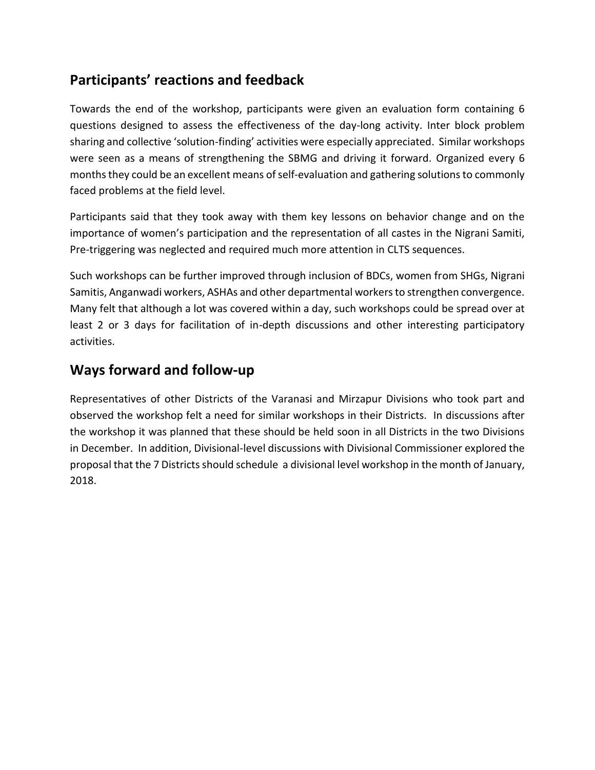## Participants' reactions and feedback

Towards the end of the workshop, participants were given an evaluation form containing 6 questions designed to assess the effectiveness of the day-long activity. Inter block problem sharing and collective 'solution-finding' activities were especially appreciated. Similar workshops were seen as a means of strengthening the SBMG and driving it forward. Organized every 6 months they could be an excellent means of self-evaluation and gathering solutions to commonly faced problems at the field level.

Participants said that they took away with them key lessons on behavior change and on the importance of women's participation and the representation of all castes in the Nigrani Samiti, Pre-triggering was neglected and required much more attention in CLTS sequences.

Such workshops can be further improved through inclusion of BDCs, women from SHGs, Nigrani Samitis, Anganwadi workers, ASHAs and other departmental workers to strengthen convergence. Many felt that although a lot was covered within a day, such workshops could be spread over at least 2 or 3 days for facilitation of in-depth discussions and other interesting participatory activities.

## Ways forward and follow-up

Representatives of other Districts of the Varanasi and Mirzapur Divisions who took part and observed the workshop felt a need for similar workshops in their Districts. In discussions after the workshop it was planned that these should be held soon in all Districts in the two Divisions in December. In addition, Divisional-level discussions with Divisional Commissioner explored the proposal that the 7 Districts should schedule a divisional level workshop in the month of January, 2018.